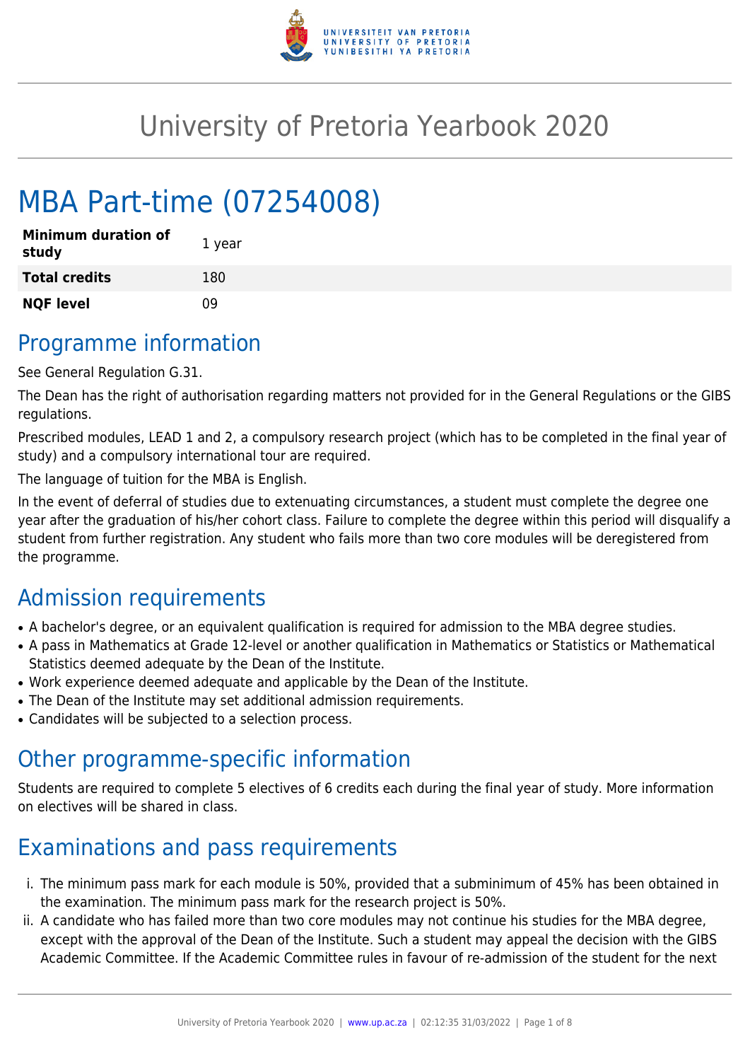# University of Pretoria Yearbook 2020

# MBA Part-time (07254008)

| **Minimum duration of study** | 1 year |
|---|---|
| **Total credits** | 180 |
| **NQF level** | 09 |

## Programme information

See General Regulation G.31.

The Dean has the right of authorisation regarding matters not provided for in the General Regulations or the GIBS regulations.

Prescribed modules, LEAD 1 and 2, a compulsory research project (which has to be completed in the final year of study) and a compulsory international tour are required.

The language of tuition for the MBA is English.

In the event of deferral of studies due to extenuating circumstances, a student must complete the degree one year after the graduation of his/her cohort class. Failure to complete the degree within this period will disqualify a student from further registration. Any student who fails more than two core modules will be deregistered from the programme.

## Admission requirements

- A bachelor's degree, or an equivalent qualification is required for admission to the MBA degree studies.
- A pass in Mathematics at Grade 12-level or another qualification in Mathematics or Statistics or Mathematical Statistics deemed adequate by the Dean of the Institute.
- Work experience deemed adequate and applicable by the Dean of the Institute.
- The Dean of the Institute may set additional admission requirements.
- Candidates will be subjected to a selection process.

## Other programme-specific information

Students are required to complete 5 electives of 6 credits each during the final year of study. More information on electives will be shared in class.

## Examinations and pass requirements

i. The minimum pass mark for each module is 50%, provided that a subminimum of 45% has been obtained in the examination. The minimum pass mark for the research project is 50%.
ii. A candidate who has failed more than two core modules may not continue his studies for the MBA degree, except with the approval of the Dean of the Institute. Such a student may appeal the decision with the GIBS Academic Committee. If the Academic Committee rules in favour of re-admission of the student for the next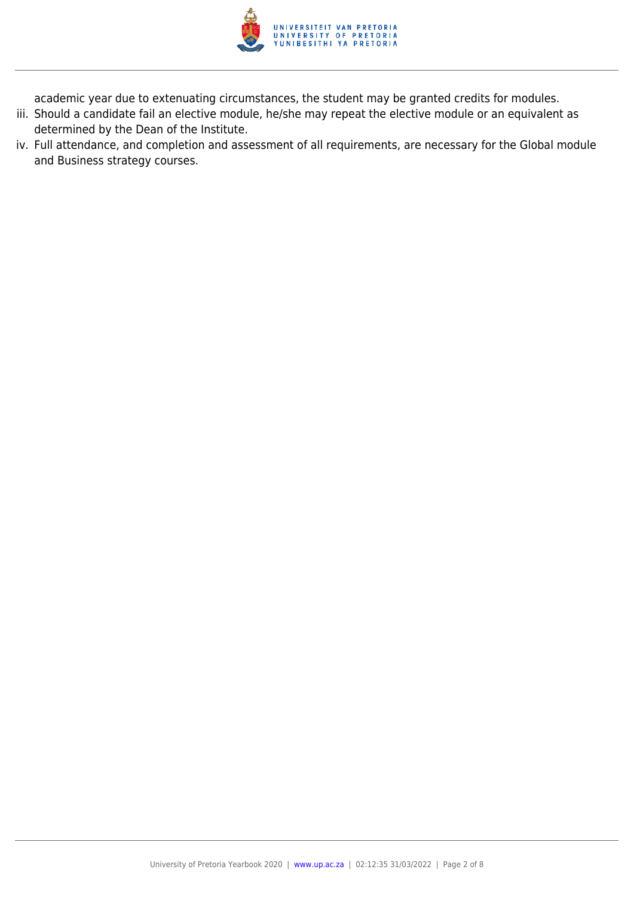academic year due to extenuating circumstances, the student may be granted credits for modules.

iii. Should a candidate fail an elective module, he/she may repeat the elective module or an equivalent as determined by the Dean of the Institute.

iv. Full attendance, and completion and assessment of all requirements, are necessary for the Global module and Business strategy courses.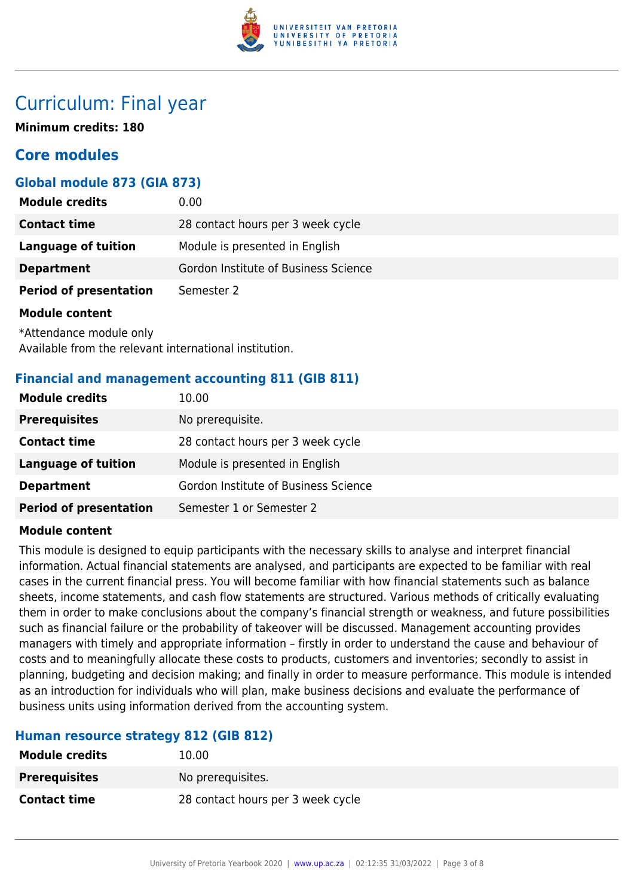# Curriculum: Final year

**Minimum credits: 180**

## Core modules

### Global module 873 (GIA 873)

| | |
|---|---|
| **Module credits** | 0.00 |
| **Contact time** | 28 contact hours per 3 week cycle |
| **Language of tuition** | Module is presented in English |
| **Department** | Gordon Institute of Business Science |
| **Period of presentation** | Semester 2 |

**Module content**

*Attendance module only
Available from the relevant international institution.

### Financial and management accounting 811 (GIB 811)

| | |
|---|---|
| **Module credits** | 10.00 |
| **Prerequisites** | No prerequisite. |
| **Contact time** | 28 contact hours per 3 week cycle |
| **Language of tuition** | Module is presented in English |
| **Department** | Gordon Institute of Business Science |
| **Period of presentation** | Semester 1 or Semester 2 |

**Module content**

This module is designed to equip participants with the necessary skills to analyse and interpret financial information. Actual financial statements are analysed, and participants are expected to be familiar with real cases in the current financial press. You will become familiar with how financial statements such as balance sheets, income statements, and cash flow statements are structured. Various methods of critically evaluating them in order to make conclusions about the company's financial strength or weakness, and future possibilities such as financial failure or the probability of takeover will be discussed. Management accounting provides managers with timely and appropriate information – firstly in order to understand the cause and behaviour of costs and to meaningfully allocate these costs to products, customers and inventories; secondly to assist in planning, budgeting and decision making; and finally in order to measure performance. This module is intended as an introduction for individuals who will plan, make business decisions and evaluate the performance of business units using information derived from the accounting system.

### Human resource strategy 812 (GIB 812)

| | |
|---|---|
| **Module credits** | 10.00 |
| **Prerequisites** | No prerequisites. |
| **Contact time** | 28 contact hours per 3 week cycle |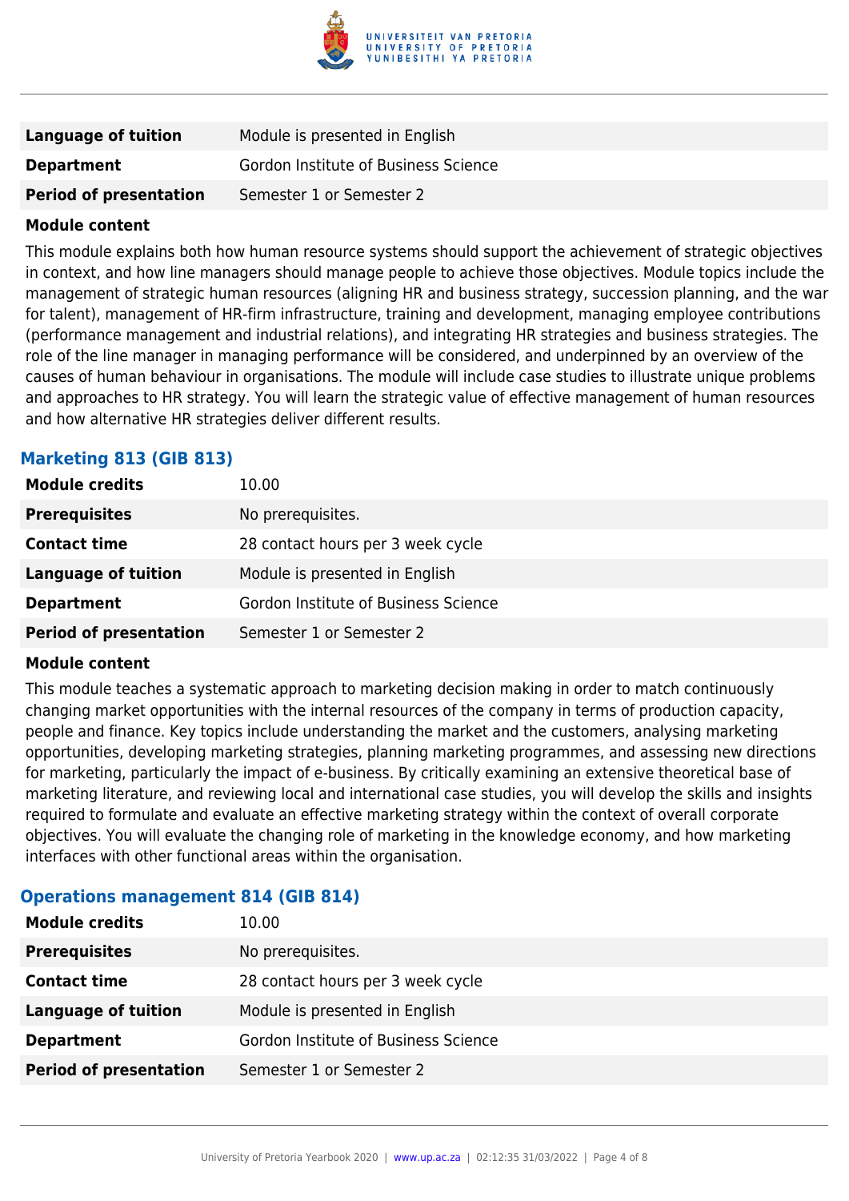| | |
|---|---|
| **Language of tuition** | Module is presented in English |
| **Department** | Gordon Institute of Business Science |
| **Period of presentation** | Semester 1 or Semester 2 |

**Module content**

This module explains both how human resource systems should support the achievement of strategic objectives in context, and how line managers should manage people to achieve those objectives. Module topics include the management of strategic human resources (aligning HR and business strategy, succession planning, and the war for talent), management of HR-firm infrastructure, training and development, managing employee contributions (performance management and industrial relations), and integrating HR strategies and business strategies. The role of the line manager in managing performance will be considered, and underpinned by an overview of the causes of human behaviour in organisations. The module will include case studies to illustrate unique problems and approaches to HR strategy. You will learn the strategic value of effective management of human resources and how alternative HR strategies deliver different results.

### Marketing 813 (GIB 813)

| | |
|---|---|
| **Module credits** | 10.00 |
| **Prerequisites** | No prerequisites. |
| **Contact time** | 28 contact hours per 3 week cycle |
| **Language of tuition** | Module is presented in English |
| **Department** | Gordon Institute of Business Science |
| **Period of presentation** | Semester 1 or Semester 2 |

**Module content**

This module teaches a systematic approach to marketing decision making in order to match continuously changing market opportunities with the internal resources of the company in terms of production capacity, people and finance. Key topics include understanding the market and the customers, analysing marketing opportunities, developing marketing strategies, planning marketing programmes, and assessing new directions for marketing, particularly the impact of e-business. By critically examining an extensive theoretical base of marketing literature, and reviewing local and international case studies, you will develop the skills and insights required to formulate and evaluate an effective marketing strategy within the context of overall corporate objectives. You will evaluate the changing role of marketing in the knowledge economy, and how marketing interfaces with other functional areas within the organisation.

### Operations management 814 (GIB 814)

| | |
|---|---|
| **Module credits** | 10.00 |
| **Prerequisites** | No prerequisites. |
| **Contact time** | 28 contact hours per 3 week cycle |
| **Language of tuition** | Module is presented in English |
| **Department** | Gordon Institute of Business Science |
| **Period of presentation** | Semester 1 or Semester 2 |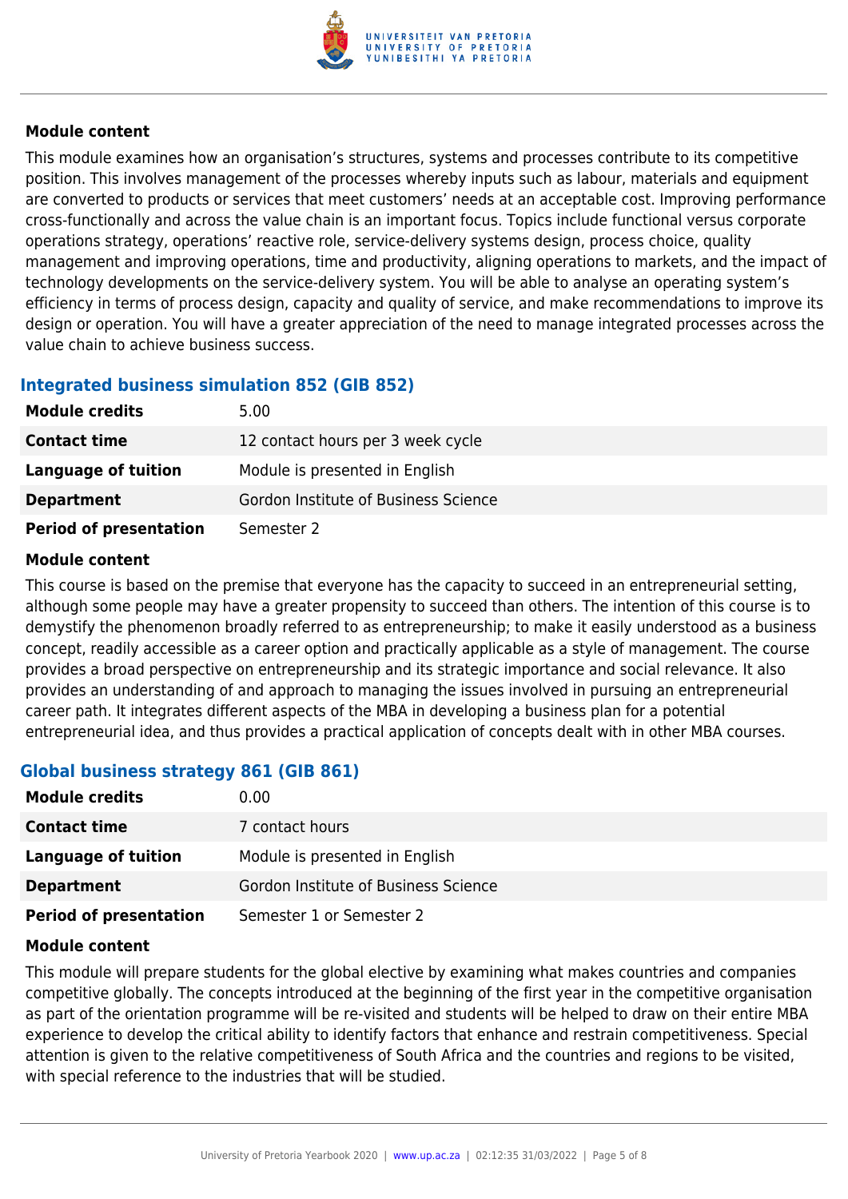**Module content**

This module examines how an organisation's structures, systems and processes contribute to its competitive position. This involves management of the processes whereby inputs such as labour, materials and equipment are converted to products or services that meet customers' needs at an acceptable cost. Improving performance cross-functionally and across the value chain is an important focus. Topics include functional versus corporate operations strategy, operations' reactive role, service-delivery systems design, process choice, quality management and improving operations, time and productivity, aligning operations to markets, and the impact of technology developments on the service-delivery system. You will be able to analyse an operating system's efficiency in terms of process design, capacity and quality of service, and make recommendations to improve its design or operation. You will have a greater appreciation of the need to manage integrated processes across the value chain to achieve business success.

### Integrated business simulation 852 (GIB 852)

| | |
|---|---|
| **Module credits** | 5.00 |
| **Contact time** | 12 contact hours per 3 week cycle |
| **Language of tuition** | Module is presented in English |
| **Department** | Gordon Institute of Business Science |
| **Period of presentation** | Semester 2 |

**Module content**

This course is based on the premise that everyone has the capacity to succeed in an entrepreneurial setting, although some people may have a greater propensity to succeed than others. The intention of this course is to demystify the phenomenon broadly referred to as entrepreneurship; to make it easily understood as a business concept, readily accessible as a career option and practically applicable as a style of management. The course provides a broad perspective on entrepreneurship and its strategic importance and social relevance. It also provides an understanding of and approach to managing the issues involved in pursuing an entrepreneurial career path. It integrates different aspects of the MBA in developing a business plan for a potential entrepreneurial idea, and thus provides a practical application of concepts dealt with in other MBA courses.

### Global business strategy 861 (GIB 861)

| | |
|---|---|
| **Module credits** | 0.00 |
| **Contact time** | 7 contact hours |
| **Language of tuition** | Module is presented in English |
| **Department** | Gordon Institute of Business Science |
| **Period of presentation** | Semester 1 or Semester 2 |

**Module content**

This module will prepare students for the global elective by examining what makes countries and companies competitive globally. The concepts introduced at the beginning of the first year in the competitive organisation as part of the orientation programme will be re-visited and students will be helped to draw on their entire MBA experience to develop the critical ability to identify factors that enhance and restrain competitiveness. Special attention is given to the relative competitiveness of South Africa and the countries and regions to be visited, with special reference to the industries that will be studied.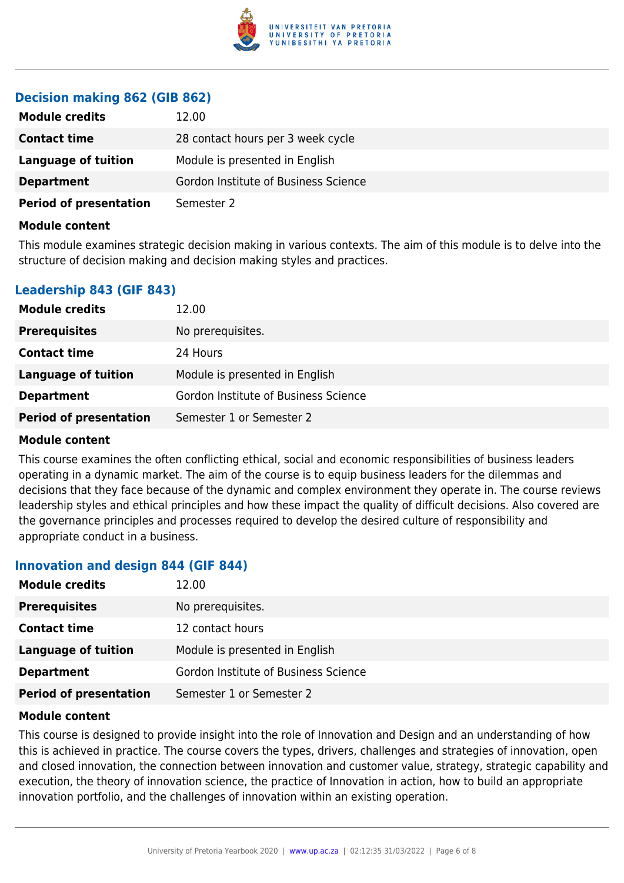### Decision making 862 (GIB 862)

| | |
|---|---|
| **Module credits** | 12.00 |
| **Contact time** | 28 contact hours per 3 week cycle |
| **Language of tuition** | Module is presented in English |
| **Department** | Gordon Institute of Business Science |
| **Period of presentation** | Semester 2 |

**Module content**

This module examines strategic decision making in various contexts. The aim of this module is to delve into the structure of decision making and decision making styles and practices.

### Leadership 843 (GIF 843)

| | |
|---|---|
| **Module credits** | 12.00 |
| **Prerequisites** | No prerequisites. |
| **Contact time** | 24 Hours |
| **Language of tuition** | Module is presented in English |
| **Department** | Gordon Institute of Business Science |
| **Period of presentation** | Semester 1 or Semester 2 |

**Module content**

This course examines the often conflicting ethical, social and economic responsibilities of business leaders operating in a dynamic market. The aim of the course is to equip business leaders for the dilemmas and decisions that they face because of the dynamic and complex environment they operate in. The course reviews leadership styles and ethical principles and how these impact the quality of difficult decisions. Also covered are the governance principles and processes required to develop the desired culture of responsibility and appropriate conduct in a business.

### Innovation and design 844 (GIF 844)

| | |
|---|---|
| **Module credits** | 12.00 |
| **Prerequisites** | No prerequisites. |
| **Contact time** | 12 contact hours |
| **Language of tuition** | Module is presented in English |
| **Department** | Gordon Institute of Business Science |
| **Period of presentation** | Semester 1 or Semester 2 |

**Module content**

This course is designed to provide insight into the role of Innovation and Design and an understanding of how this is achieved in practice. The course covers the types, drivers, challenges and strategies of innovation, open and closed innovation, the connection between innovation and customer value, strategy, strategic capability and execution, the theory of innovation science, the practice of Innovation in action, how to build an appropriate innovation portfolio, and the challenges of innovation within an existing operation.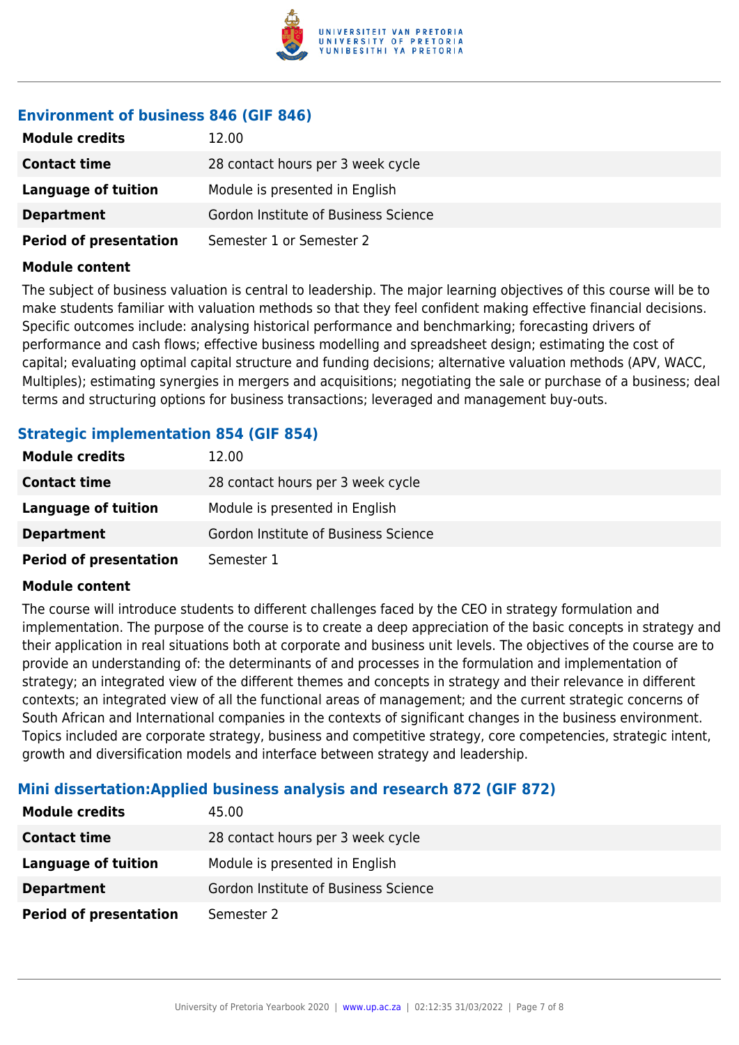### Environment of business 846 (GIF 846)

| | |
|---|---|
| **Module credits** | 12.00 |
| **Contact time** | 28 contact hours per 3 week cycle |
| **Language of tuition** | Module is presented in English |
| **Department** | Gordon Institute of Business Science |
| **Period of presentation** | Semester 1 or Semester 2 |

**Module content**

The subject of business valuation is central to leadership. The major learning objectives of this course will be to make students familiar with valuation methods so that they feel confident making effective financial decisions. Specific outcomes include: analysing historical performance and benchmarking; forecasting drivers of performance and cash flows; effective business modelling and spreadsheet design; estimating the cost of capital; evaluating optimal capital structure and funding decisions; alternative valuation methods (APV, WACC, Multiples); estimating synergies in mergers and acquisitions; negotiating the sale or purchase of a business; deal terms and structuring options for business transactions; leveraged and management buy-outs.

### Strategic implementation 854 (GIF 854)

| | |
|---|---|
| **Module credits** | 12.00 |
| **Contact time** | 28 contact hours per 3 week cycle |
| **Language of tuition** | Module is presented in English |
| **Department** | Gordon Institute of Business Science |
| **Period of presentation** | Semester 1 |

**Module content**

The course will introduce students to different challenges faced by the CEO in strategy formulation and implementation. The purpose of the course is to create a deep appreciation of the basic concepts in strategy and their application in real situations both at corporate and business unit levels. The objectives of the course are to provide an understanding of: the determinants of and processes in the formulation and implementation of strategy; an integrated view of the different themes and concepts in strategy and their relevance in different contexts; an integrated view of all the functional areas of management; and the current strategic concerns of South African and International companies in the contexts of significant changes in the business environment. Topics included are corporate strategy, business and competitive strategy, core competencies, strategic intent, growth and diversification models and interface between strategy and leadership.

### Mini dissertation:Applied business analysis and research 872 (GIF 872)

| | |
|---|---|
| **Module credits** | 45.00 |
| **Contact time** | 28 contact hours per 3 week cycle |
| **Language of tuition** | Module is presented in English |
| **Department** | Gordon Institute of Business Science |
| **Period of presentation** | Semester 2 |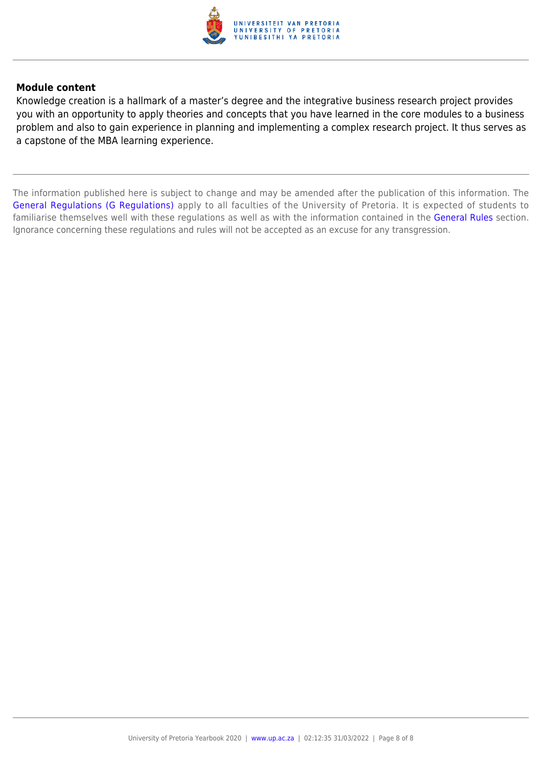**Module content**

Knowledge creation is a hallmark of a master's degree and the integrative business research project provides you with an opportunity to apply theories and concepts that you have learned in the core modules to a business problem and also to gain experience in planning and implementing a complex research project. It thus serves as a capstone of the MBA learning experience.

The information published here is subject to change and may be amended after the publication of this information. The General Regulations (G Regulations) apply to all faculties of the University of Pretoria. It is expected of students to familiarise themselves well with these regulations as well as with the information contained in the General Rules section. Ignorance concerning these regulations and rules will not be accepted as an excuse for any transgression.